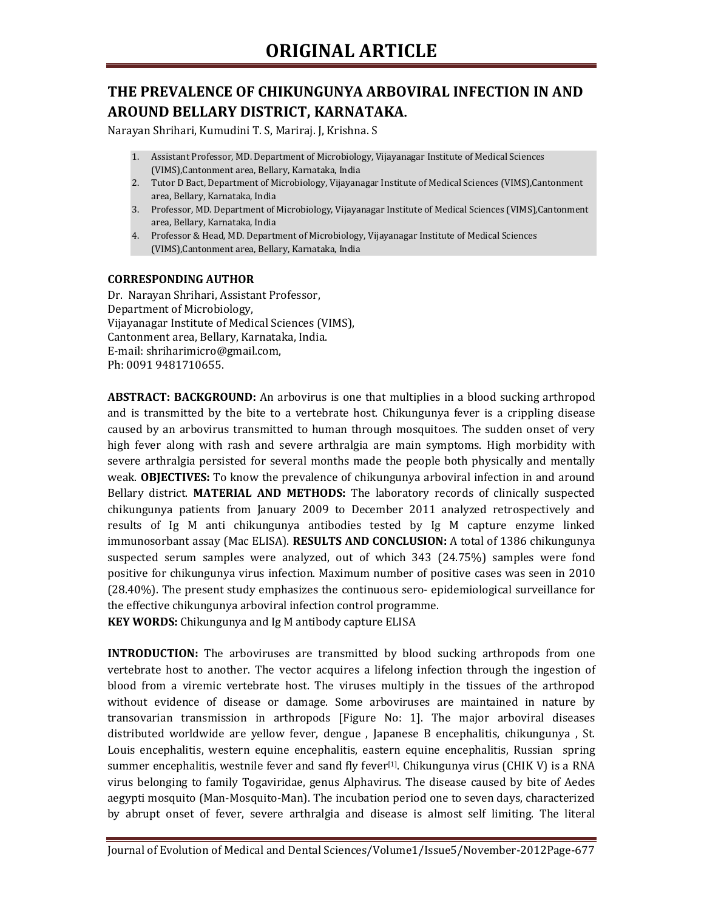# ORIGINAL ARTICLE

## THE PREVALENCE OF CHIKUNGUNYA ARBOVIRAL INFECTION IN AND AROUND BELLARY DISTRICT, KARNATAKA.

Narayan Shrihari, Kumudini T. S, Mariraj. J, Krishna. S

1. Assistant Professor, MD. Department of Microbiology, Vijayanagar Institute of Medical Sciences (VIMS),Cantonment area, Bellary, Karnataka, India
2. Tutor D Bact, Department of Microbiology, Vijayanagar Institute of Medical Sciences (VIMS),Cantonment area, Bellary, Karnataka, India
3. Professor, MD. Department of Microbiology, Vijayanagar Institute of Medical Sciences (VIMS),Cantonment area, Bellary, Karnataka, India
4. Professor & Head, MD. Department of Microbiology, Vijayanagar Institute of Medical Sciences (VIMS),Cantonment area, Bellary, Karnataka, India

**CORRESPONDING AUTHOR**

Dr. Narayan Shrihari, Assistant Professor,
Department of Microbiology,
Vijayanagar Institute of Medical Sciences (VIMS),
Cantonment area, Bellary, Karnataka, India.
E-mail: shriharimicro@gmail.com,
Ph: 0091 9481710655.

**ABSTRACT: BACKGROUND:** An arbovirus is one that multiplies in a blood sucking arthropod and is transmitted by the bite to a vertebrate host. Chikungunya fever is a crippling disease caused by an arbovirus transmitted to human through mosquitoes. The sudden onset of very high fever along with rash and severe arthralgia are main symptoms. High morbidity with severe arthralgia persisted for several months made the people both physically and mentally weak. **OBJECTIVES:** To know the prevalence of chikungunya arboviral infection in and around Bellary district. **MATERIAL AND METHODS:** The laboratory records of clinically suspected chikungunya patients from January 2009 to December 2011 analyzed retrospectively and results of Ig M anti chikungunya antibodies tested by Ig M capture enzyme linked immunosorbant assay (Mac ELISA). **RESULTS AND CONCLUSION:** A total of 1386 chikungunya suspected serum samples were analyzed, out of which 343 (24.75%) samples were fond positive for chikungunya virus infection. Maximum number of positive cases was seen in 2010 (28.40%). The present study emphasizes the continuous sero- epidemiological surveillance for the effective chikungunya arboviral infection control programme.

**KEY WORDS:** Chikungunya and Ig M antibody capture ELISA

**INTRODUCTION:** The arboviruses are transmitted by blood sucking arthropods from one vertebrate host to another. The vector acquires a lifelong infection through the ingestion of blood from a viremic vertebrate host. The viruses multiply in the tissues of the arthropod without evidence of disease or damage. Some arboviruses are maintained in nature by transovarian transmission in arthropods [Figure No: 1]. The major arboviral diseases distributed worldwide are yellow fever, dengue , Japanese B encephalitis, chikungunya , St. Louis encephalitis, western equine encephalitis, eastern equine encephalitis, Russian spring summer encephalitis, westnile fever and sand fly fever[1]. Chikungunya virus (CHIK V) is a RNA virus belonging to family Togaviridae, genus Alphavirus. The disease caused by bite of Aedes aegypti mosquito (Man-Mosquito-Man). The incubation period one to seven days, characterized by abrupt onset of fever, severe arthralgia and disease is almost self limiting. The literal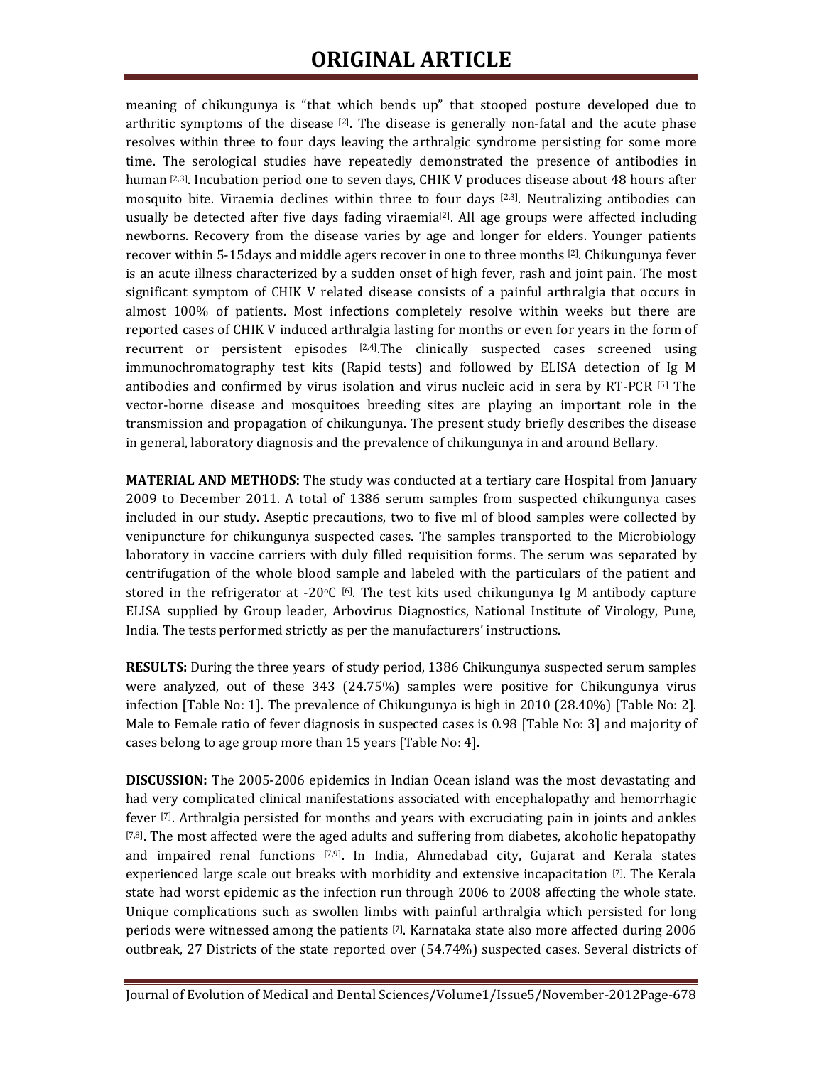meaning of chikungunya is "that which bends up" that stooped posture developed due to arthritic symptoms of the disease [2]. The disease is generally non-fatal and the acute phase resolves within three to four days leaving the arthralgic syndrome persisting for some more time. The serological studies have repeatedly demonstrated the presence of antibodies in human [2,3]. Incubation period one to seven days, CHIK V produces disease about 48 hours after mosquito bite. Viraemia declines within three to four days [2,3]. Neutralizing antibodies can usually be detected after five days fading viraemia[2]. All age groups were affected including newborns. Recovery from the disease varies by age and longer for elders. Younger patients recover within 5-15days and middle agers recover in one to three months [2]. Chikungunya fever is an acute illness characterized by a sudden onset of high fever, rash and joint pain. The most significant symptom of CHIK V related disease consists of a painful arthralgia that occurs in almost 100% of patients. Most infections completely resolve within weeks but there are reported cases of CHIK V induced arthralgia lasting for months or even for years in the form of recurrent or persistent episodes [2,4].The clinically suspected cases screened using immunochromatography test kits (Rapid tests) and followed by ELISA detection of Ig M antibodies and confirmed by virus isolation and virus nucleic acid in sera by RT-PCR [5] The vector-borne disease and mosquitoes breeding sites are playing an important role in the transmission and propagation of chikungunya. The present study briefly describes the disease in general, laboratory diagnosis and the prevalence of chikungunya in and around Bellary.

**MATERIAL AND METHODS:** The study was conducted at a tertiary care Hospital from January 2009 to December 2011. A total of 1386 serum samples from suspected chikungunya cases included in our study. Aseptic precautions, two to five ml of blood samples were collected by venipuncture for chikungunya suspected cases. The samples transported to the Microbiology laboratory in vaccine carriers with duly filled requisition forms. The serum was separated by centrifugation of the whole blood sample and labeled with the particulars of the patient and stored in the refrigerator at -20$^{o}$C [6]. The test kits used chikungunya Ig M antibody capture ELISA supplied by Group leader, Arbovirus Diagnostics, National Institute of Virology, Pune, India. The tests performed strictly as per the manufacturers' instructions.

**RESULTS:** During the three years of study period, 1386 Chikungunya suspected serum samples were analyzed, out of these 343 (24.75%) samples were positive for Chikungunya virus infection [Table No: 1]. The prevalence of Chikungunya is high in 2010 (28.40%) [Table No: 2]. Male to Female ratio of fever diagnosis in suspected cases is 0.98 [Table No: 3] and majority of cases belong to age group more than 15 years [Table No: 4].

**DISCUSSION:** The 2005-2006 epidemics in Indian Ocean island was the most devastating and had very complicated clinical manifestations associated with encephalopathy and hemorrhagic fever [7]. Arthralgia persisted for months and years with excruciating pain in joints and ankles [7,8]. The most affected were the aged adults and suffering from diabetes, alcoholic hepatopathy and impaired renal functions [7,9]. In India, Ahmedabad city, Gujarat and Kerala states experienced large scale out breaks with morbidity and extensive incapacitation [7]. The Kerala state had worst epidemic as the infection run through 2006 to 2008 affecting the whole state. Unique complications such as swollen limbs with painful arthralgia which persisted for long periods were witnessed among the patients [7]. Karnataka state also more affected during 2006 outbreak, 27 Districts of the state reported over (54.74%) suspected cases. Several districts of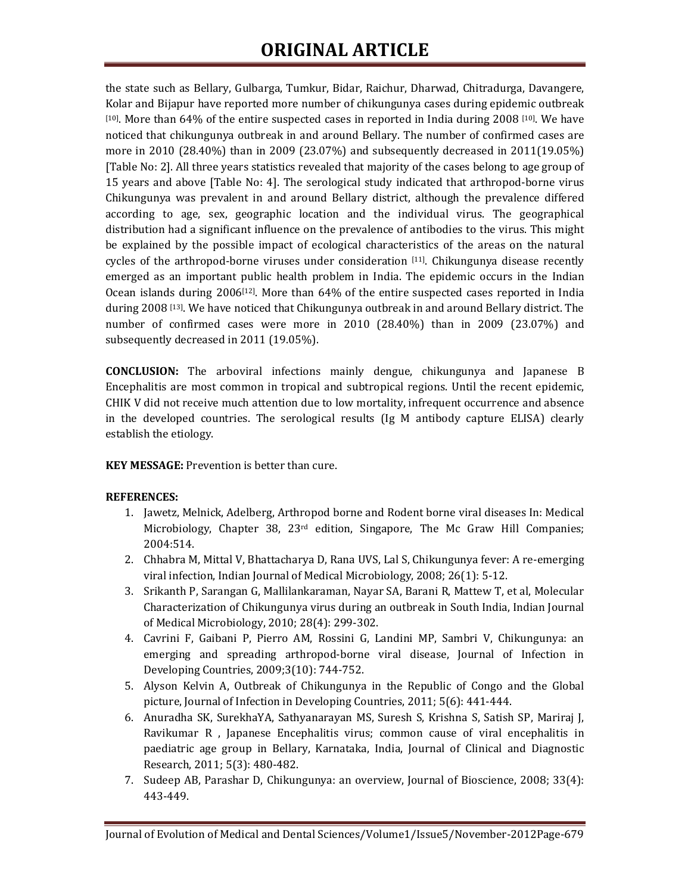the state such as Bellary, Gulbarga, Tumkur, Bidar, Raichur, Dharwad, Chitradurga, Davangere, Kolar and Bijapur have reported more number of chikungunya cases during epidemic outbreak [10]. More than 64% of the entire suspected cases in reported in India during 2008 [10]. We have noticed that chikungunya outbreak in and around Bellary. The number of confirmed cases are more in 2010 (28.40%) than in 2009 (23.07%) and subsequently decreased in 2011(19.05%) [Table No: 2]. All three years statistics revealed that majority of the cases belong to age group of 15 years and above [Table No: 4]. The serological study indicated that arthropod-borne virus Chikungunya was prevalent in and around Bellary district, although the prevalence differed according to age, sex, geographic location and the individual virus. The geographical distribution had a significant influence on the prevalence of antibodies to the virus. This might be explained by the possible impact of ecological characteristics of the areas on the natural cycles of the arthropod-borne viruses under consideration [11]. Chikungunya disease recently emerged as an important public health problem in India. The epidemic occurs in the Indian Ocean islands during 2006[12]. More than 64% of the entire suspected cases reported in India during 2008 [13]. We have noticed that Chikungunya outbreak in and around Bellary district. The number of confirmed cases were more in 2010 (28.40%) than in 2009 (23.07%) and subsequently decreased in 2011 (19.05%).

**CONCLUSION:** The arboviral infections mainly dengue, chikungunya and Japanese B Encephalitis are most common in tropical and subtropical regions. Until the recent epidemic, CHIK V did not receive much attention due to low mortality, infrequent occurrence and absence in the developed countries. The serological results (Ig M antibody capture ELISA) clearly establish the etiology.

**KEY MESSAGE:** Prevention is better than cure.

**REFERENCES:**

1. Jawetz, Melnick, Adelberg, Arthropod borne and Rodent borne viral diseases In: Medical Microbiology, Chapter 38, 23rd edition, Singapore, The Mc Graw Hill Companies; 2004:514.
2. Chhabra M, Mittal V, Bhattacharya D, Rana UVS, Lal S, Chikungunya fever: A re-emerging viral infection, Indian Journal of Medical Microbiology, 2008; 26(1): 5-12.
3. Srikanth P, Sarangan G, Mallilankaraman, Nayar SA, Barani R, Mattew T, et al, Molecular Characterization of Chikungunya virus during an outbreak in South India, Indian Journal of Medical Microbiology, 2010; 28(4): 299-302.
4. Cavrini F, Gaibani P, Pierro AM, Rossini G, Landini MP, Sambri V, Chikungunya: an emerging and spreading arthropod-borne viral disease, Journal of Infection in Developing Countries, 2009;3(10): 744-752.
5. Alyson Kelvin A, Outbreak of Chikungunya in the Republic of Congo and the Global picture, Journal of Infection in Developing Countries, 2011; 5(6): 441-444.
6. Anuradha SK, SurekhaYA, Sathyanarayan MS, Suresh S, Krishna S, Satish SP, Mariraj J, Ravikumar R , Japanese Encephalitis virus; common cause of viral encephalitis in paediatric age group in Bellary, Karnataka, India, Journal of Clinical and Diagnostic Research, 2011; 5(3): 480-482.
7. Sudeep AB, Parashar D, Chikungunya: an overview, Journal of Bioscience, 2008; 33(4): 443-449.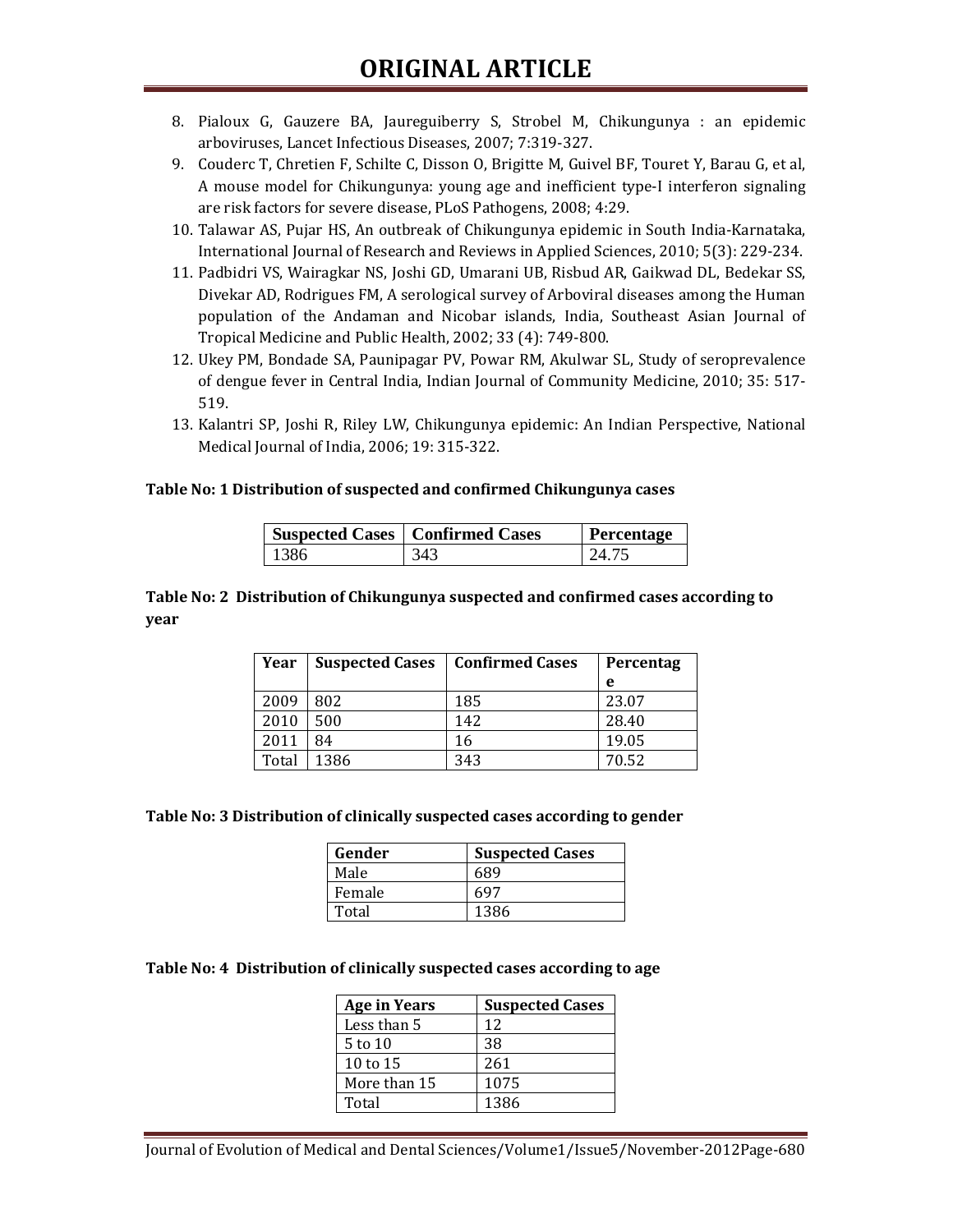8. Pialoux G, Gauzere BA, Jaureguiberry S, Strobel M, Chikungunya : an epidemic arboviruses, Lancet Infectious Diseases, 2007; 7:319-327.
9. Couderc T, Chretien F, Schilte C, Disson O, Brigitte M, Guivel BF, Touret Y, Barau G, et al, A mouse model for Chikungunya: young age and inefficient type-I interferon signaling are risk factors for severe disease, PLoS Pathogens, 2008; 4:29.
10. Talawar AS, Pujar HS, An outbreak of Chikungunya epidemic in South India-Karnataka, International Journal of Research and Reviews in Applied Sciences, 2010; 5(3): 229-234.
11. Padbidri VS, Wairagkar NS, Joshi GD, Umarani UB, Risbud AR, Gaikwad DL, Bedekar SS, Divekar AD, Rodrigues FM, A serological survey of Arboviral diseases among the Human population of the Andaman and Nicobar islands, India, Southeast Asian Journal of Tropical Medicine and Public Health, 2002; 33 (4): 749-800.
12. Ukey PM, Bondade SA, Paunipagar PV, Powar RM, Akulwar SL, Study of seroprevalence of dengue fever in Central India, Indian Journal of Community Medicine, 2010; 35: 517-519.
13. Kalantri SP, Joshi R, Riley LW, Chikungunya epidemic: An Indian Perspective, National Medical Journal of India, 2006; 19: 315-322.

**Table No: 1 Distribution of suspected and confirmed Chikungunya cases**

| Suspected Cases | Confirmed Cases | Percentage |
|---|---|---|
| 1386 | 343 | 24.75 |

**Table No: 2 Distribution of Chikungunya suspected and confirmed cases according to year**

| Year | Suspected Cases | Confirmed Cases | Percentage |
|---|---|---|---|
| 2009 | 802 | 185 | 23.07 |
| 2010 | 500 | 142 | 28.40 |
| 2011 | 84 | 16 | 19.05 |
| Total | 1386 | 343 | 70.52 |

**Table No: 3 Distribution of clinically suspected cases according to gender**

| Gender | Suspected Cases |
|---|---|
| Male | 689 |
| Female | 697 |
| Total | 1386 |

**Table No: 4 Distribution of clinically suspected cases according to age**

| Age in Years | Suspected Cases |
|---|---|
| Less than 5 | 12 |
| 5 to 10 | 38 |
| 10 to 15 | 261 |
| More than 15 | 1075 |
| Total | 1386 |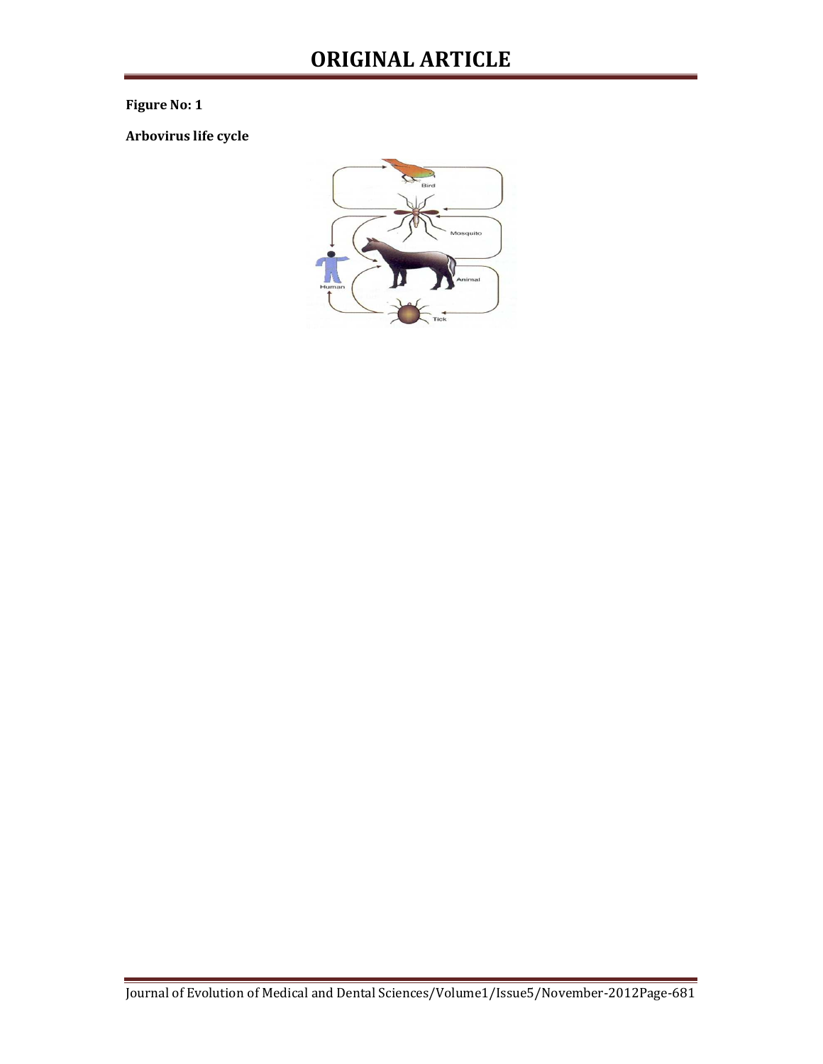**Figure No: 1**

**Arbovirus life cycle**

Bird

Mosquito

Human

Animal

Tick